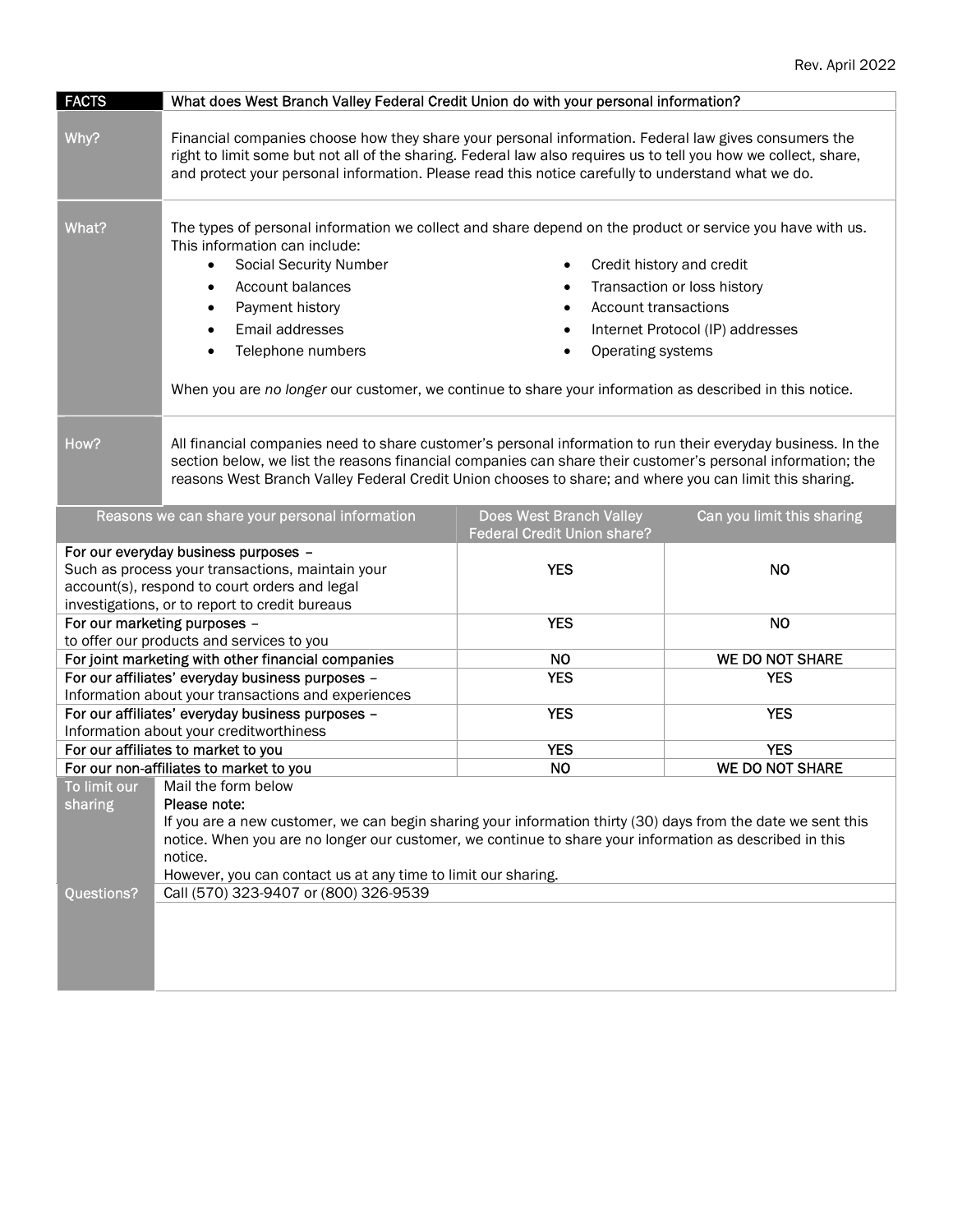Rev. April 2022

| FACTS | What does West Branch Valley Federal Credit Union do with your personal information? |
|---|---|
| Why? | Financial companies choose how they share your personal information. Federal law gives consumers the right to limit some but not all of the sharing. Federal law also requires us to tell you how we collect, share, and protect your personal information. Please read this notice carefully to understand what we do. |
| What? | The types of personal information we collect and share depend on the product or service you have with us. This information can include:<br>• Social Security Number<br>• Account balances<br>• Payment history<br>• Email addresses<br>• Telephone numbers<br>• Credit history and credit<br>• Transaction or loss history<br>• Account transactions<br>• Internet Protocol (IP) addresses<br>• Operating systems<br><br>When you are *no longer* our customer, we continue to share your information as described in this notice. |
| How? | All financial companies need to share customer's personal information to run their everyday business. In the section below, we list the reasons financial companies can share their customer's personal information; the reasons West Branch Valley Federal Credit Union chooses to share; and where you can limit this sharing. |

| Reasons we can share your personal information | Does West Branch Valley Federal Credit Union share? | Can you limit this sharing |
|---|---|---|
| **For our everyday business purposes –**<br>Such as process your transactions, maintain your account(s), respond to court orders and legal investigations, or to report to credit bureaus | YES | NO |
| **For our marketing purposes –**<br>to offer our products and services to you | YES | NO |
| **For joint marketing with other financial companies** | NO | WE DO NOT SHARE |
| **For our affiliates' everyday business purposes –**<br>Information about your transactions and experiences | YES | YES |
| **For our affiliates' everyday business purposes –**<br>Information about your creditworthiness | YES | YES |
| **For our affiliates to market to you** | YES | YES |
| **For our non-affiliates to market to you** | NO | WE DO NOT SHARE |

| To limit our sharing | Mail the form below<br>**Please note:**<br>If you are a new customer, we can begin sharing your information thirty (30) days from the date we sent this notice. When you are no longer our customer, we continue to share your information as described in this notice.<br>However, you can contact us at any time to limit our sharing. |
|---|---|
| Questions? | Call (570) 323-9407 or (800) 326-9539 |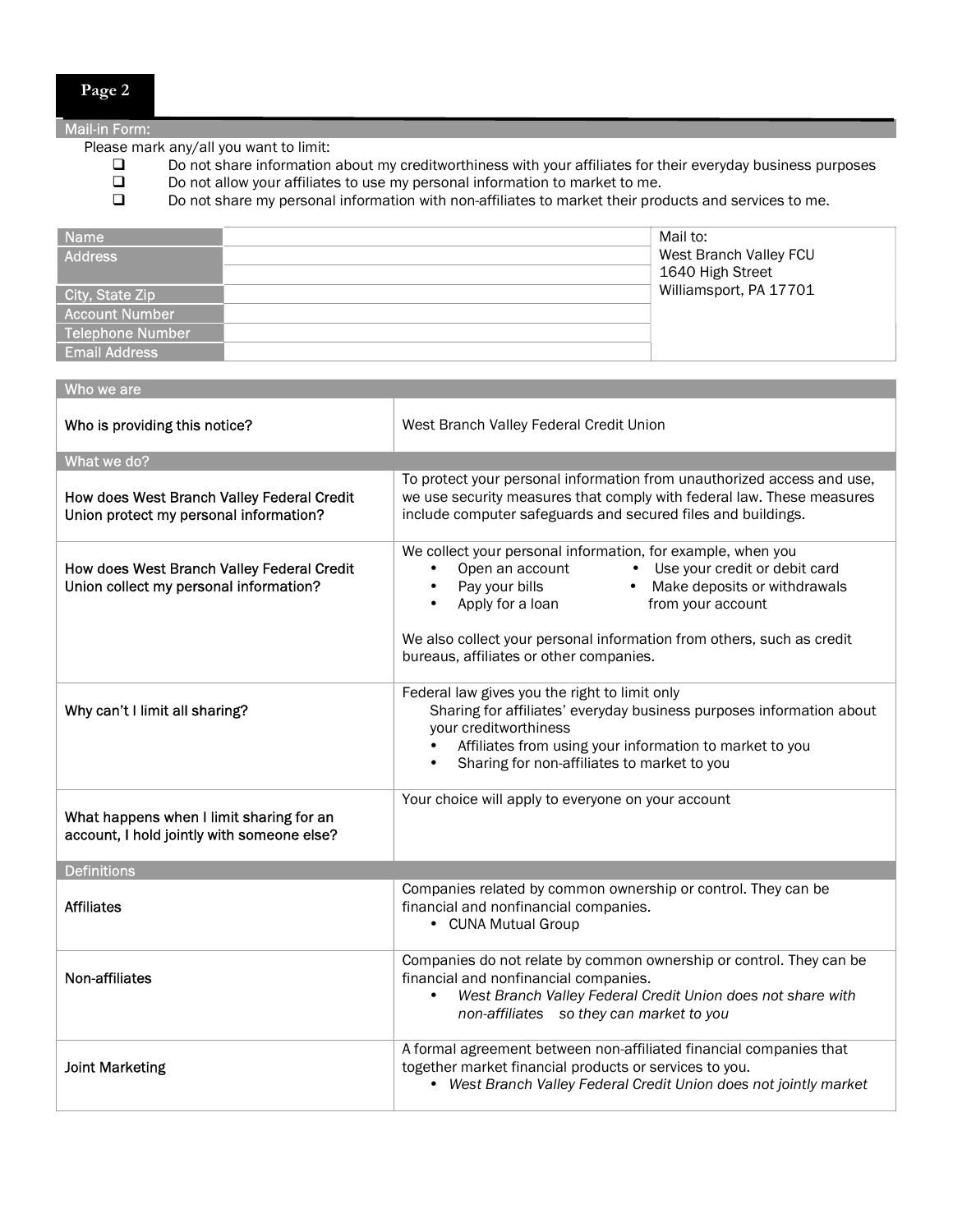## Mail-in Form:

Please mark any/all you want to limit:

- ❑ Do not share information about my creditworthiness with your affiliates for their everyday business purposes
- ❑ Do not allow your affiliates to use my personal information to market to me.
- ❑ Do not share my personal information with non-affiliates to market their products and services to me.

| | | |
|---|---|---|
| Name | | Mail to:<br>West Branch Valley FCU<br>1640 High Street<br>Williamsport, PA 17701 |
| Address | | |
| | | |
| City, State Zip | | |
| Account Number | | |
| Telephone Number | | |
| Email Address | | |

| | |
|---|---|
| **Who we are** | |
| Who is providing this notice? | West Branch Valley Federal Credit Union |
| **What we do?** | |
| How does West Branch Valley Federal Credit Union protect my personal information? | To protect your personal information from unauthorized access and use, we use security measures that comply with federal law. These measures include computer safeguards and secured files and buildings. |
| How does West Branch Valley Federal Credit Union collect my personal information? | We collect your personal information, for example, when you<br>• Open an account<br>• Pay your bills<br>• Apply for a loan<br>• Use your credit or debit card<br>• Make deposits or withdrawals from your account<br><br>We also collect your personal information from others, such as credit bureaus, affiliates or other companies. |
| Why can't I limit all sharing? | Federal law gives you the right to limit only<br>Sharing for affiliates' everyday business purposes information about your creditworthiness<br>• Affiliates from using your information to market to you<br>• Sharing for non-affiliates to market to you |
| What happens when I limit sharing for an account, I hold jointly with someone else? | Your choice will apply to everyone on your account |
| **Definitions** | |
| Affiliates | Companies related by common ownership or control. They can be financial and nonfinancial companies.<br>• CUNA Mutual Group |
| Non-affiliates | Companies do not relate by common ownership or control. They can be financial and nonfinancial companies.<br>• *West Branch Valley Federal Credit Union does not share with non-affiliates so they can market to you* |
| Joint Marketing | A formal agreement between non-affiliated financial companies that together market financial products or services to you.<br>• *West Branch Valley Federal Credit Union does not jointly market* |